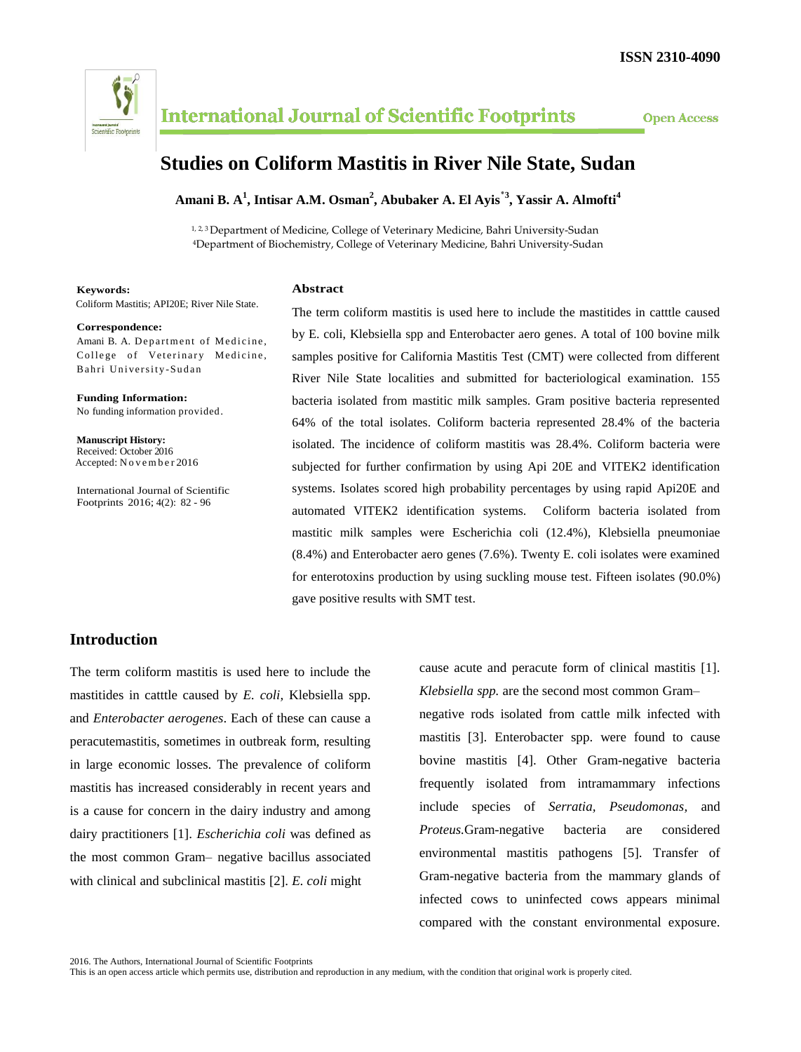ISSN 2310-4090

International Journal of Scientific Footprints

Open Access

# Studies on Coliform Mastitis in River Nile State, Sudan

**Amani B. A[1], Intisar A.M. Osman[2], Abubaker A. El Ayis[*3], Yassir A. Almofti[4]**

[1, 2, 3] Department of Medicine, College of Veterinary Medicine, Bahri University-Sudan
[4] Department of Biochemistry, College of Veterinary Medicine, Bahri University-Sudan

**Keywords:**
Coliform Mastitis; API20E; River Nile State.

**Correspondence:**
Amani B. A. Department of Medicine, College of Veterinary Medicine, Bahri University-Sudan

**Funding Information:**
No funding information provided.

**Manuscript History:**
Received: October 2016
Accepted: November 2016

International Journal of Scientific Footprints 2016; 4(2): 82 - 96

## Abstract

The term coliform mastitis is used here to include the mastitides in catttle caused by E. coli, Klebsiella spp and Enterobacter aero genes. A total of 100 bovine milk samples positive for California Mastitis Test (CMT) were collected from different River Nile State localities and submitted for bacteriological examination. 155 bacteria isolated from mastitic milk samples. Gram positive bacteria represented 64% of the total isolates. Coliform bacteria represented 28.4% of the bacteria isolated. The incidence of coliform mastitis was 28.4%. Coliform bacteria were subjected for further confirmation by using Api 20E and VITEK2 identification systems. Isolates scored high probability percentages by using rapid Api20E and automated VITEK2 identification systems. Coliform bacteria isolated from mastitic milk samples were Escherichia coli (12.4%), Klebsiella pneumoniae (8.4%) and Enterobacter aero genes (7.6%). Twenty E. coli isolates were examined for enterotoxins production by using suckling mouse test. Fifteen isolates (90.0%) gave positive results with SMT test.

## Introduction

The term coliform mastitis is used here to include the mastitides in catttle caused by *E. coli*, Klebsiella spp. and *Enterobacter aerogenes*. Each of these can cause a peracutemastitis, sometimes in outbreak form, resulting in large economic losses. The prevalence of coliform mastitis has increased considerably in recent years and is a cause for concern in the dairy industry and among dairy practitioners [1]. *Escherichia coli* was defined as the most common Gram– negative bacillus associated with clinical and subclinical mastitis [2]. *E. coli* might cause acute and peracute form of clinical mastitis [1]. *Klebsiella spp.* are the second most common Gram–negative rods isolated from cattle milk infected with mastitis [3]. Enterobacter spp. were found to cause bovine mastitis [4]. Other Gram-negative bacteria frequently isolated from intramammary infections include species of *Serratia*, *Pseudomonas*, and *Proteus.*Gram-negative bacteria are considered environmental mastitis pathogens [5]. Transfer of Gram-negative bacteria from the mammary glands of infected cows to uninfected cows appears minimal compared with the constant environmental exposure.

2016. The Authors, International Journal of Scientific Footprints
This is an open access article which permits use, distribution and reproduction in any medium, with the condition that original work is properly cited.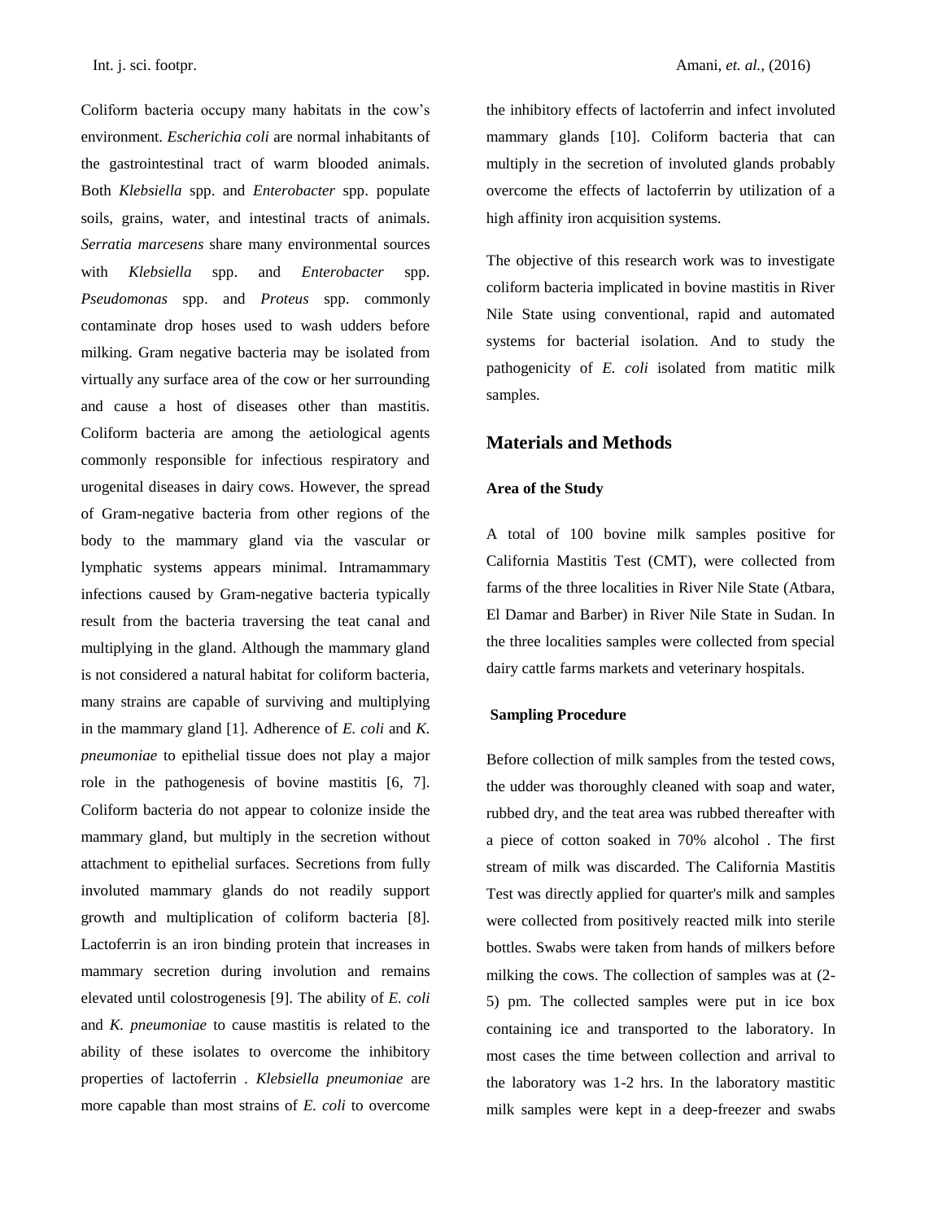Coliform bacteria occupy many habitats in the cow's environment. *Escherichia coli* are normal inhabitants of the gastrointestinal tract of warm blooded animals. Both *Klebsiella* spp. and *Enterobacter* spp. populate soils, grains, water, and intestinal tracts of animals. *Serratia marcesens* share many environmental sources with *Klebsiella* spp. and *Enterobacter* spp. *Pseudomonas* spp. and *Proteus* spp. commonly contaminate drop hoses used to wash udders before milking. Gram negative bacteria may be isolated from virtually any surface area of the cow or her surrounding and cause a host of diseases other than mastitis. Coliform bacteria are among the aetiological agents commonly responsible for infectious respiratory and urogenital diseases in dairy cows. However, the spread of Gram-negative bacteria from other regions of the body to the mammary gland via the vascular or lymphatic systems appears minimal. Intramammary infections caused by Gram-negative bacteria typically result from the bacteria traversing the teat canal and multiplying in the gland. Although the mammary gland is not considered a natural habitat for coliform bacteria, many strains are capable of surviving and multiplying in the mammary gland [1]. Adherence of *E. coli* and *K. pneumoniae* to epithelial tissue does not play a major role in the pathogenesis of bovine mastitis [6, 7]. Coliform bacteria do not appear to colonize inside the mammary gland, but multiply in the secretion without attachment to epithelial surfaces. Secretions from fully involuted mammary glands do not readily support growth and multiplication of coliform bacteria [8]. Lactoferrin is an iron binding protein that increases in mammary secretion during involution and remains elevated until colostrogenesis [9]. The ability of *E. coli* and *K. pneumoniae* to cause mastitis is related to the ability of these isolates to overcome the inhibitory properties of lactoferrin . *Klebsiella pneumoniae* are more capable than most strains of *E. coli* to overcome the inhibitory effects of lactoferrin and infect involuted mammary glands [10]. Coliform bacteria that can multiply in the secretion of involuted glands probably overcome the effects of lactoferrin by utilization of a high affinity iron acquisition systems.

The objective of this research work was to investigate coliform bacteria implicated in bovine mastitis in River Nile State using conventional, rapid and automated systems for bacterial isolation. And to study the pathogenicity of *E. coli* isolated from matitic milk samples.

## Materials and Methods

### Area of the Study

A total of 100 bovine milk samples positive for California Mastitis Test (CMT), were collected from farms of the three localities in River Nile State (Atbara, El Damar and Barber) in River Nile State in Sudan. In the three localities samples were collected from special dairy cattle farms markets and veterinary hospitals.

### Sampling Procedure

Before collection of milk samples from the tested cows, the udder was thoroughly cleaned with soap and water, rubbed dry, and the teat area was rubbed thereafter with a piece of cotton soaked in 70% alcohol . The first stream of milk was discarded. The California Mastitis Test was directly applied for quarter's milk and samples were collected from positively reacted milk into sterile bottles. Swabs were taken from hands of milkers before milking the cows. The collection of samples was at (2-5) pm. The collected samples were put in ice box containing ice and transported to the laboratory. In most cases the time between collection and arrival to the laboratory was 1-2 hrs. In the laboratory mastitic milk samples were kept in a deep-freezer and swabs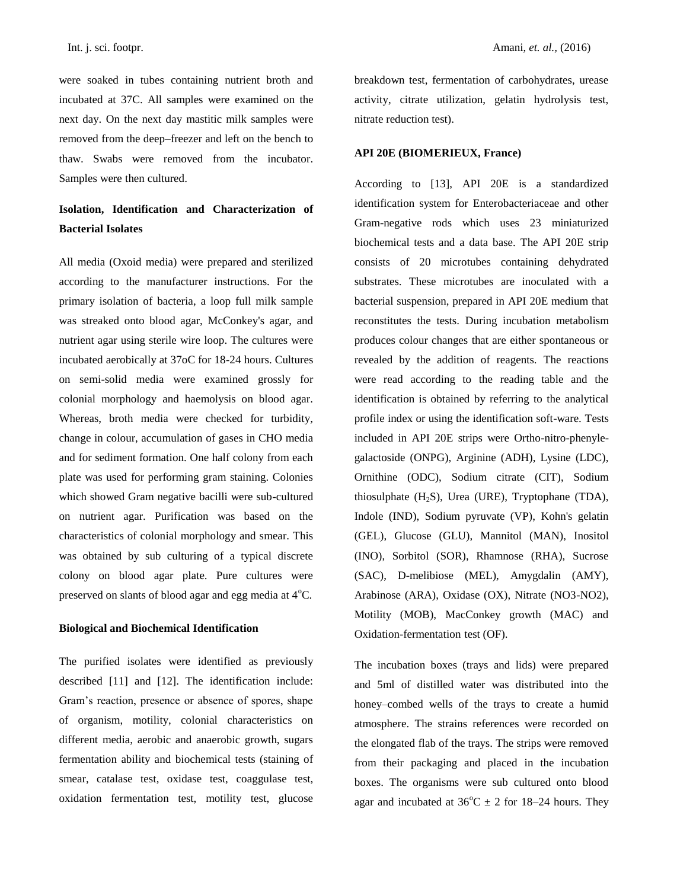were soaked in tubes containing nutrient broth and incubated at 37C. All samples were examined on the next day. On the next day mastitic milk samples were removed from the deep–freezer and left on the bench to thaw. Swabs were removed from the incubator. Samples were then cultured.

### Isolation, Identification and Characterization of Bacterial Isolates

All media (Oxoid media) were prepared and sterilized according to the manufacturer instructions. For the primary isolation of bacteria, a loop full milk sample was streaked onto blood agar, McConkey's agar, and nutrient agar using sterile wire loop. The cultures were incubated aerobically at 37oC for 18-24 hours. Cultures on semi-solid media were examined grossly for colonial morphology and haemolysis on blood agar. Whereas, broth media were checked for turbidity, change in colour, accumulation of gases in CHO media and for sediment formation. One half colony from each plate was used for performing gram staining. Colonies which showed Gram negative bacilli were sub-cultured on nutrient agar. Purification was based on the characteristics of colonial morphology and smear. This was obtained by sub culturing of a typical discrete colony on blood agar plate. Pure cultures were preserved on slants of blood agar and egg media at 4$^{o}$C.

### Biological and Biochemical Identification

The purified isolates were identified as previously described [11] and [12]. The identification include: Gram's reaction, presence or absence of spores, shape of organism, motility, colonial characteristics on different media, aerobic and anaerobic growth, sugars fermentation ability and biochemical tests (staining of smear, catalase test, oxidase test, coaggulase test, oxidation fermentation test, motility test, glucose breakdown test, fermentation of carbohydrates, urease activity, citrate utilization, gelatin hydrolysis test, nitrate reduction test).

### API 20E (BIOMERIEUX, France)

According to [13], API 20E is a standardized identification system for Enterobacteriaceae and other Gram-negative rods which uses 23 miniaturized biochemical tests and a data base. The API 20E strip consists of 20 microtubes containing dehydrated substrates. These microtubes are inoculated with a bacterial suspension, prepared in API 20E medium that reconstitutes the tests. During incubation metabolism produces colour changes that are either spontaneous or revealed by the addition of reagents. The reactions were read according to the reading table and the identification is obtained by referring to the analytical profile index or using the identification soft-ware. Tests included in API 20E strips were Ortho-nitro-phenyle-galactoside (ONPG), Arginine (ADH), Lysine (LDC), Ornithine (ODC), Sodium citrate (CIT), Sodium thiosulphate ($H_2S$), Urea (URE), Tryptophane (TDA), Indole (IND), Sodium pyruvate (VP), Kohn's gelatin (GEL), Glucose (GLU), Mannitol (MAN), Inositol (INO), Sorbitol (SOR), Rhamnose (RHA), Sucrose (SAC), D-melibiose (MEL), Amygdalin (AMY), Arabinose (ARA), Oxidase (OX), Nitrate (NO3-NO2), Motility (MOB), MacConkey growth (MAC) and Oxidation-fermentation test (OF).

The incubation boxes (trays and lids) were prepared and 5ml of distilled water was distributed into the honey–combed wells of the trays to create a humid atmosphere. The strains references were recorded on the elongated flab of the trays. The strips were removed from their packaging and placed in the incubation boxes. The organisms were sub cultured onto blood agar and incubated at 36$^{o}$C ± 2 for 18–24 hours. They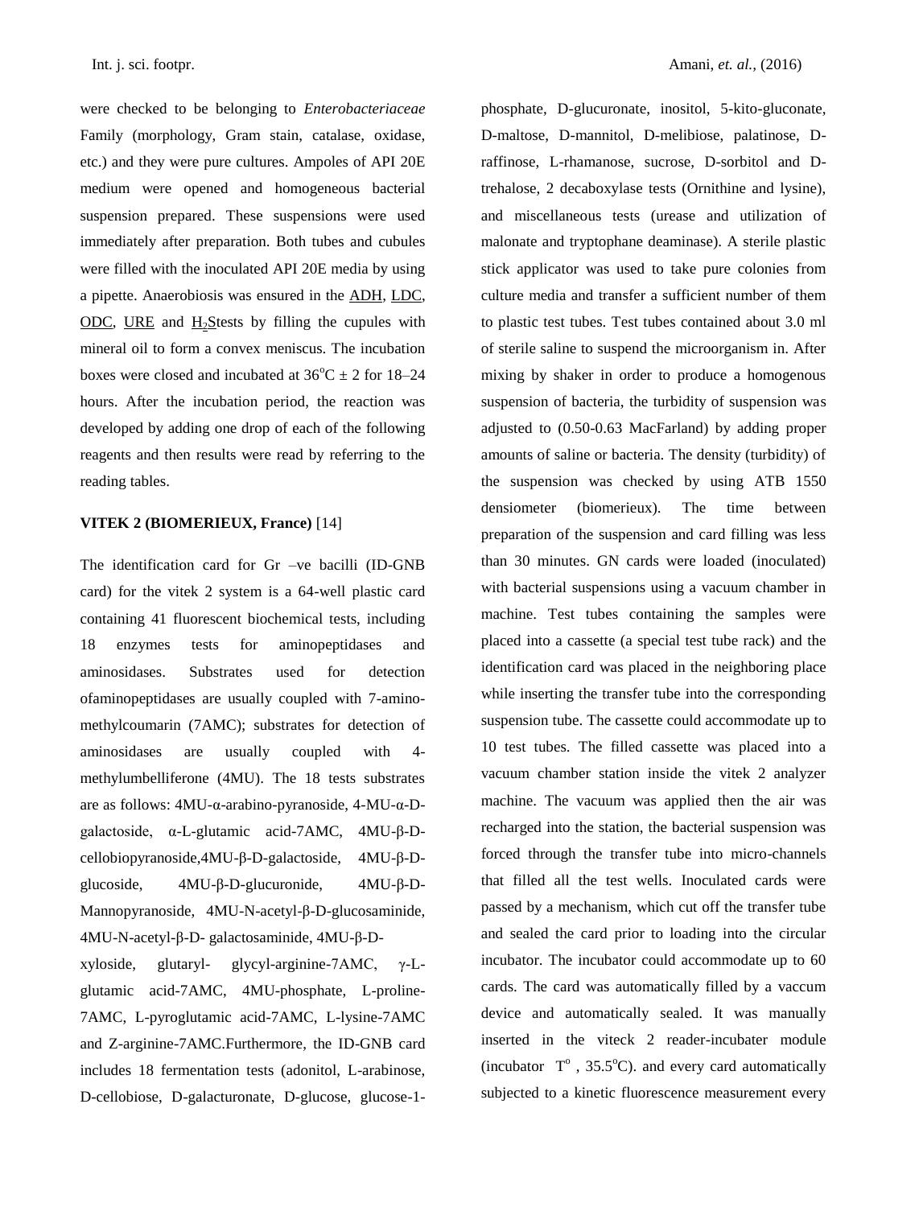were checked to be belonging to *Enterobacteriaceae* Family (morphology, Gram stain, catalase, oxidase, etc.) and they were pure cultures. Ampoles of API 20E medium were opened and homogeneous bacterial suspension prepared. These suspensions were used immediately after preparation. Both tubes and cubules were filled with the inoculated API 20E media by using a pipette. Anaerobiosis was ensured in the ADH, LDC, ODC, URE and $H_2S$tests by filling the cupules with mineral oil to form a convex meniscus. The incubation boxes were closed and incubated at $36^oC \pm 2$ for 18–24 hours. After the incubation period, the reaction was developed by adding one drop of each of the following reagents and then results were read by referring to the reading tables.

**VITEK 2 (BIOMERIEUX, France)** [14]

The identification card for Gr –ve bacilli (ID-GNB card) for the vitek 2 system is a 64-well plastic card containing 41 fluorescent biochemical tests, including 18 enzymes tests for aminopeptidases and aminosidases. Substrates used for detection ofaminopeptidases are usually coupled with 7-amino-methylcoumarin (7AMC); substrates for detection of aminosidases are usually coupled with 4-methylumbelliferone (4MU). The 18 tests substrates are as follows: 4MU-α-arabino-pyranoside, 4-MU-α-D-galactoside, α-L-glutamic acid-7AMC, 4MU-β-D-cellobiopyranoside,4MU-β-D-galactoside, 4MU-β-D-glucoside, 4MU-β-D-glucuronide, 4MU-β-D-Mannopyranoside, 4MU-N-acetyl-β-D-glucosaminide, 4MU-N-acetyl-β-D- galactosaminide, 4MU-β-D-xyloside, glutaryl- glycyl-arginine-7AMC, γ-L-glutamic acid-7AMC, 4MU-phosphate, L-proline-7AMC, L-pyroglutamic acid-7AMC, L-lysine-7AMC and Z-arginine-7AMC.Furthermore, the ID-GNB card includes 18 fermentation tests (adonitol, L-arabinose, D-cellobiose, D-galacturonate, D-glucose, glucose-1-phosphate, D-glucuronate, inositol, 5-kito-gluconate, D-maltose, D-mannitol, D-melibiose, palatinose, D-raffinose, L-rhamanose, sucrose, D-sorbitol and D-trehalose, 2 decaboxylase tests (Ornithine and lysine), and miscellaneous tests (urease and utilization of malonate and tryptophane deaminase). A sterile plastic stick applicator was used to take pure colonies from culture media and transfer a sufficient number of them to plastic test tubes. Test tubes contained about 3.0 ml of sterile saline to suspend the microorganism in. After mixing by shaker in order to produce a homogenous suspension of bacteria, the turbidity of suspension was adjusted to (0.50-0.63 MacFarland) by adding proper amounts of saline or bacteria. The density (turbidity) of the suspension was checked by using ATB 1550 densiometer (biomerieux). The time between preparation of the suspension and card filling was less than 30 minutes. GN cards were loaded (inoculated) with bacterial suspensions using a vacuum chamber in machine. Test tubes containing the samples were placed into a cassette (a special test tube rack) and the identification card was placed in the neighboring place while inserting the transfer tube into the corresponding suspension tube. The cassette could accommodate up to 10 test tubes. The filled cassette was placed into a vacuum chamber station inside the vitek 2 analyzer machine. The vacuum was applied then the air was recharged into the station, the bacterial suspension was forced through the transfer tube into micro-channels that filled all the test wells. Inoculated cards were passed by a mechanism, which cut off the transfer tube and sealed the card prior to loading into the circular incubator. The incubator could accommodate up to 60 cards. The card was automatically filled by a vaccum device and automatically sealed. It was manually inserted in the viteck 2 reader-incubater module (incubator $T^o$ , $35.5^oC$). and every card automatically subjected to a kinetic fluorescence measurement every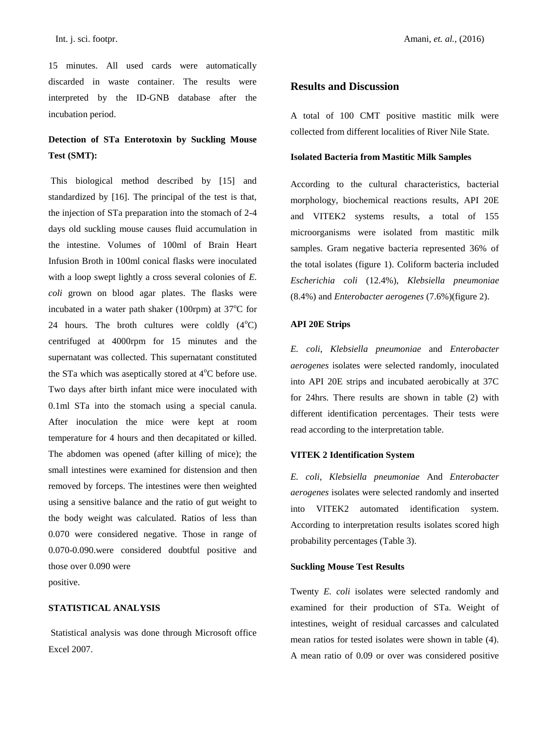15 minutes. All used cards were automatically discarded in waste container. The results were interpreted by the ID-GNB database after the incubation period.

### Detection of STa Enterotoxin by Suckling Mouse Test (SMT):

This biological method described by [15] and standardized by [16]. The principal of the test is that, the injection of STa preparation into the stomach of 2-4 days old suckling mouse causes fluid accumulation in the intestine. Volumes of 100ml of Brain Heart Infusion Broth in 100ml conical flasks were inoculated with a loop swept lightly a cross several colonies of *E. coli* grown on blood agar plates. The flasks were incubated in a water path shaker (100rpm) at 37$^{o}$C for 24 hours. The broth cultures were coldly (4$^{o}$C) centrifuged at 4000rpm for 15 minutes and the supernatant was collected. This supernatant constituted the STa which was aseptically stored at 4$^{o}$C before use. Two days after birth infant mice were inoculated with 0.1ml STa into the stomach using a special canula. After inoculation the mice were kept at room temperature for 4 hours and then decapitated or killed. The abdomen was opened (after killing of mice); the small intestines were examined for distension and then removed by forceps. The intestines were then weighted using a sensitive balance and the ratio of gut weight to the body weight was calculated. Ratios of less than 0.070 were considered negative. Those in range of 0.070-0.090.were considered doubtful positive and those over 0.090 were positive.

### STATISTICAL ANALYSIS

Statistical analysis was done through Microsoft office Excel 2007.

## Results and Discussion

A total of 100 CMT positive mastitic milk were collected from different localities of River Nile State.

### Isolated Bacteria from Mastitic Milk Samples

According to the cultural characteristics, bacterial morphology, biochemical reactions results, API 20E and VITEK2 systems results, a total of 155 microorganisms were isolated from mastitic milk samples. Gram negative bacteria represented 36% of the total isolates (figure 1). Coliform bacteria included *Escherichia coli* (12.4%), *Klebsiella pneumoniae* (8.4%) and *Enterobacter aerogenes* (7.6%)(figure 2).

### API 20E Strips

*E. coli*, *Klebsiella pneumoniae* and *Enterobacter aerogenes* isolates were selected randomly, inoculated into API 20E strips and incubated aerobically at 37C for 24hrs. There results are shown in table (2) with different identification percentages. Their tests were read according to the interpretation table.

### VITEK 2 Identification System

*E. coli*, *Klebsiella pneumoniae* And *Enterobacter aerogenes* isolates were selected randomly and inserted into VITEK2 automated identification system. According to interpretation results isolates scored high probability percentages (Table 3).

### Suckling Mouse Test Results

Twenty *E. coli* isolates were selected randomly and examined for their production of STa. Weight of intestines, weight of residual carcasses and calculated mean ratios for tested isolates were shown in table (4). A mean ratio of 0.09 or over was considered positive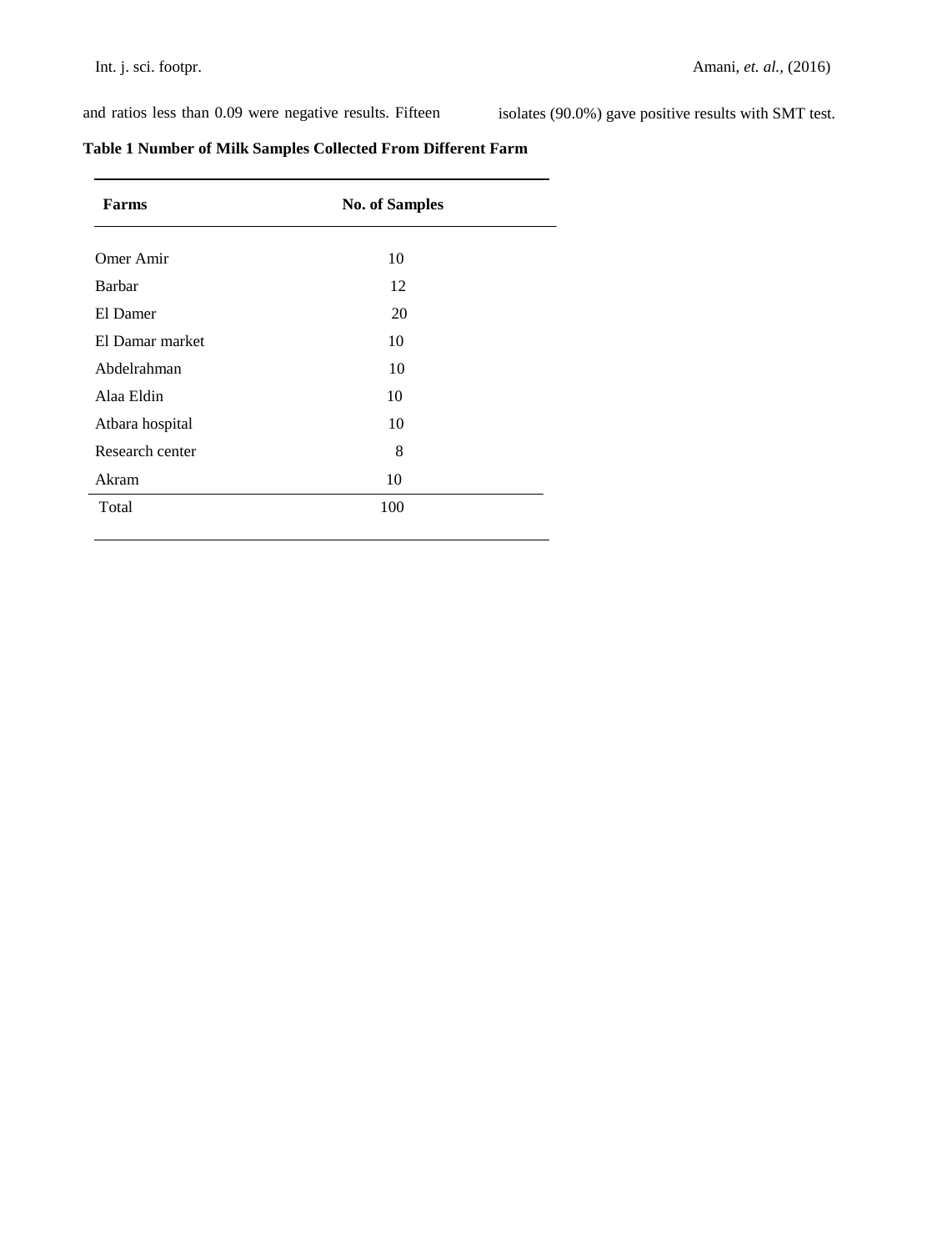and ratios less than 0.09 were negative results. Fifteen isolates (90.0%) gave positive results with SMT test.

**Table 1 Number of Milk Samples Collected From Different Farm**

| Farms | No. of Samples |
|---|---|
| Omer Amir | 10 |
| Barbar | 12 |
| El Damer | 20 |
| El Damar market | 10 |
| Abdelrahman | 10 |
| Alaa Eldin | 10 |
| Atbara hospital | 10 |
| Research center | 8 |
| Akram | 10 |
| Total | 100 |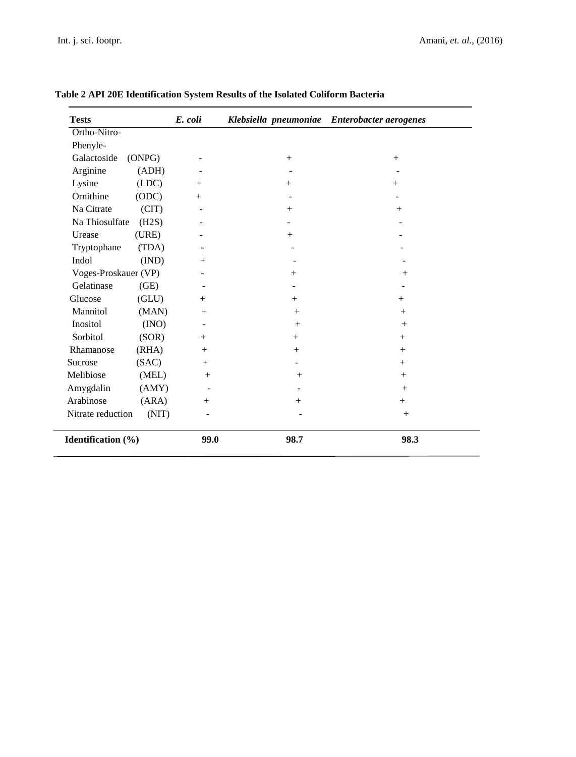**Table 2 API 20E Identification System Results of the Isolated Coliform Bacteria**

| Tests | *E. coli* | *Klebsiella pneumoniae* | *Enterobacter aerogenes* |
|---|---|---|---|
| Ortho-Nitro-Phenyle-Galactoside (ONPG) | - | + | + |
| Arginine (ADH) | - | - | - |
| Lysine (LDC) | + | + | + |
| Ornithine (ODC) | + | - | - |
| Na Citrate (CIT) | - | + | + |
| Na Thiosulfate (H2S) | - | - | - |
| Urease (URE) | - | + | - |
| Tryptophane (TDA) | - | - | - |
| Indol (IND) | + | - | - |
| Voges-Proskauer (VP) | - | + | + |
| Gelatinase (GE) | - | - | - |
| Glucose (GLU) | + | + | + |
| Mannitol (MAN) | + | + | + |
| Inositol (INO) | - | + | + |
| Sorbitol (SOR) | + | + | + |
| Rhamanose (RHA) | + | + | + |
| Sucrose (SAC) | + | - | + |
| Melibiose (MEL) | + | + | + |
| Amygdalin (AMY) | - | - | + |
| Arabinose (ARA) | + | + | + |
| Nitrate reduction (NIT) | - | - | + |
| **Identification (%)** | **99.0** | **98.7** | **98.3** |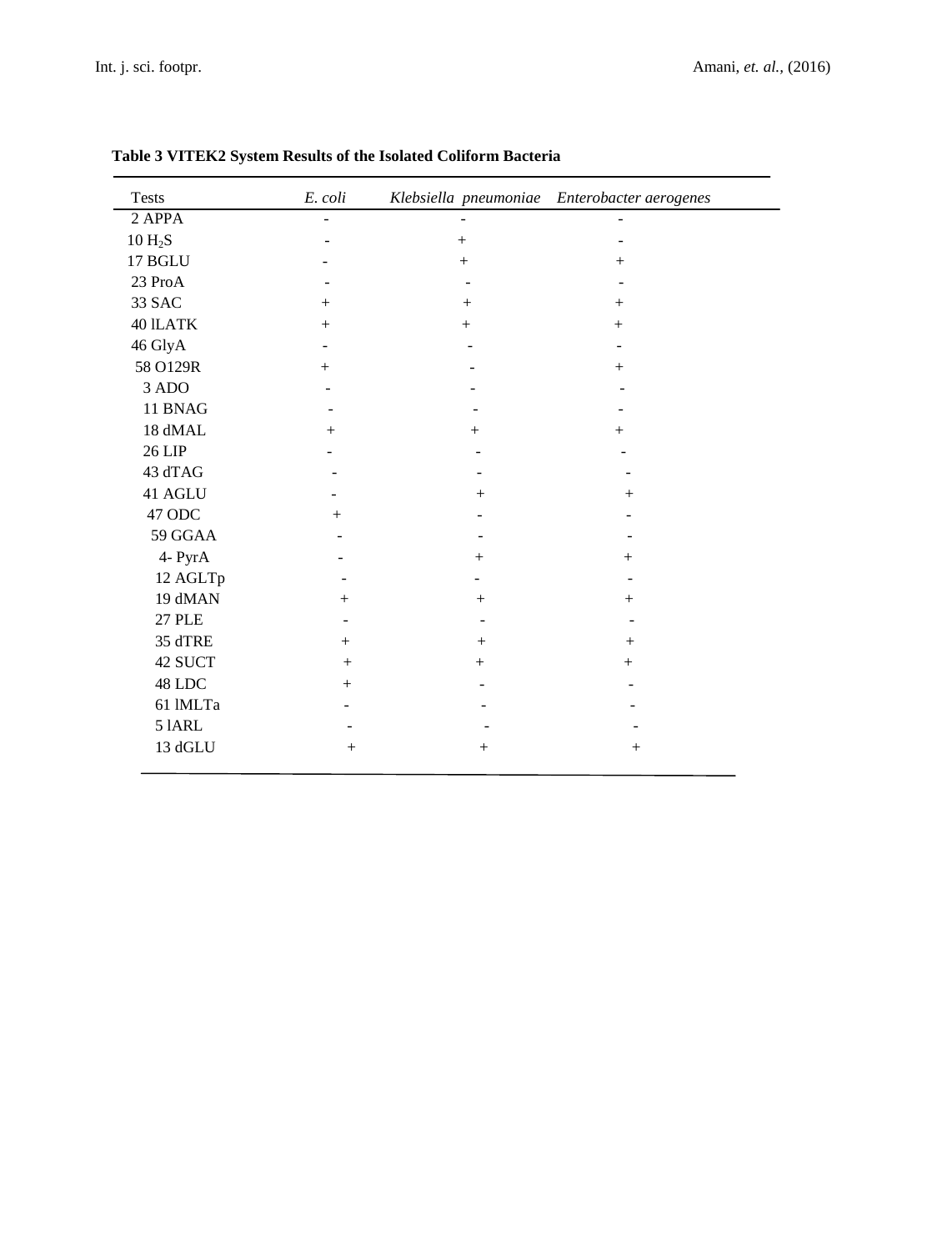**Table 3 VITEK2 System Results of the Isolated Coliform Bacteria**

| Tests | *E. coli* | *Klebsiella pneumoniae* | *Enterobacter aerogenes* |
|---|---|---|---|
| 2 APPA | - | - | - |
| 10 $H_2S$ | - | + | - |
| 17 BGLU | - | + | + |
| 23 ProA | - | - | - |
| 33 SAC | + | + | + |
| 40 lLATK | + | + | + |
| 46 GlyA | - | - | - |
| 58 O129R | + | - | + |
| 3 ADO | - | - | - |
| 11 BNAG | - | - | - |
| 18 dMAL | + | + | + |
| 26 LIP | - | - | - |
| 43 dTAG | - | - | - |
| 41 AGLU | - | + | + |
| 47 ODC | + | - | - |
| 59 GGAA | - | - | - |
| 4- PyrA | - | + | + |
| 12 AGLTp | - | - | - |
| 19 dMAN | + | + | + |
| 27 PLE | - | - | - |
| 35 dTRE | + | + | + |
| 42 SUCT | + | + | + |
| 48 LDC | + | - | - |
| 61 lMLTa | - | - | - |
| 5 lARL | - | - | - |
| 13 dGLU | + | + | + |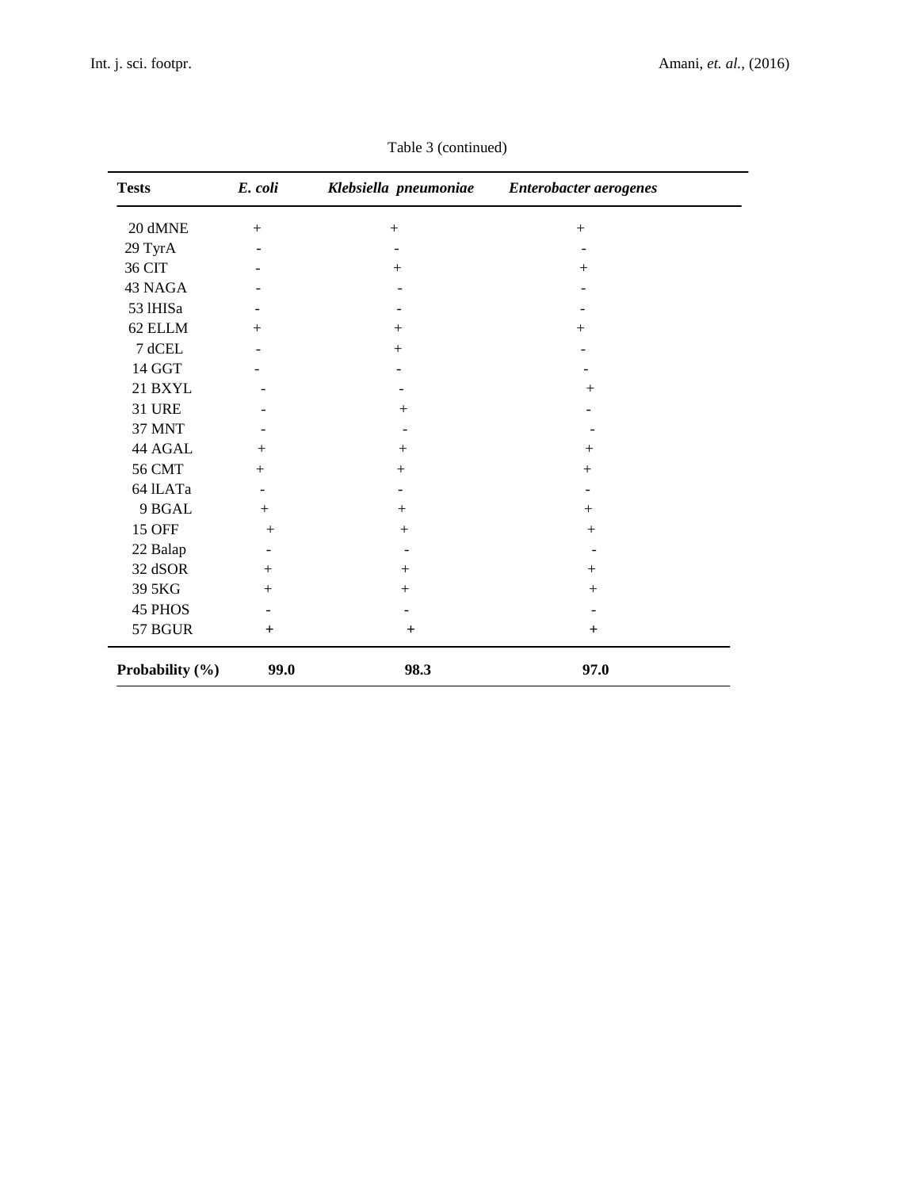Table 3 (continued)

| **Tests** | ***E. coli*** | ***Klebsiella pneumoniae*** | ***Enterobacter aerogenes*** |
|---|---|---|---|
| 20 dMNE | + | + | + |
| 29 TyrA | - | - | - |
| 36 CIT | - | + | + |
| 43 NAGA | - | - | - |
| 53 lHISa | - | - | - |
| 62 ELLM | + | + | + |
| 7 dCEL | - | + | - |
| 14 GGT | - | - | - |
| 21 BXYL | - | - | + |
| 31 URE | - | + | - |
| 37 MNT | - | - | - |
| 44 AGAL | + | + | + |
| 56 CMT | + | + | + |
| 64 lLATa | - | - | - |
| 9 BGAL | + | + | + |
| 15 OFF | + | + | + |
| 22 Balap | - | - | - |
| 32 dSOR | + | + | + |
| 39 5KG | + | + | + |
| 45 PHOS | - | - | - |
| 57 BGUR | + | + | + |
| **Probability (%)** | **99.0** | **98.3** | **97.0** |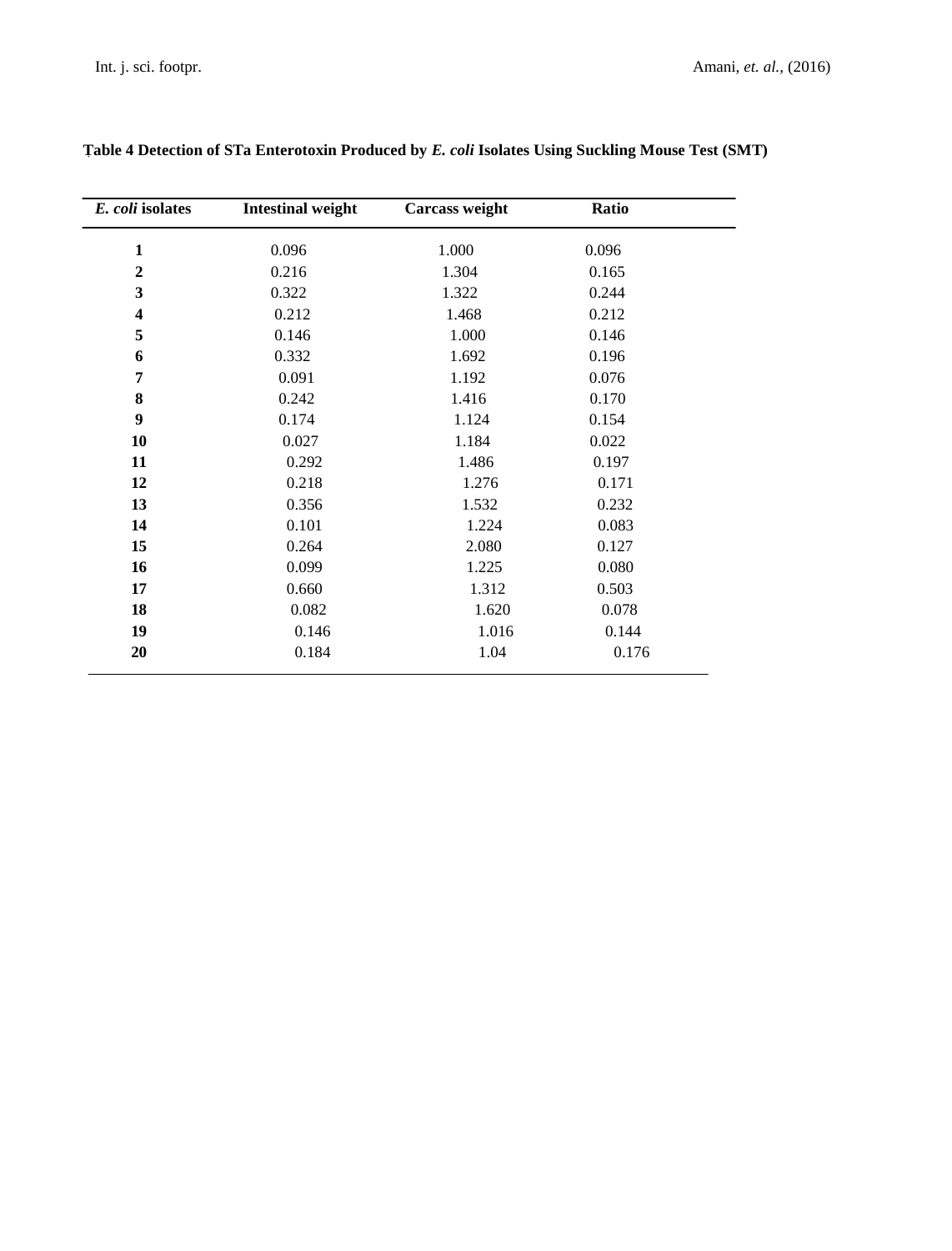**Table 4 Detection of STa Enterotoxin Produced by *E. coli* Isolates Using Suckling Mouse Test (SMT)**

| *E. coli* isolates | Intestinal weight | Carcass weight | Ratio |
|---|---|---|---|
| **1** | 0.096 | 1.000 | 0.096 |
| **2** | 0.216 | 1.304 | 0.165 |
| **3** | 0.322 | 1.322 | 0.244 |
| **4** | 0.212 | 1.468 | 0.212 |
| **5** | 0.146 | 1.000 | 0.146 |
| **6** | 0.332 | 1.692 | 0.196 |
| **7** | 0.091 | 1.192 | 0.076 |
| **8** | 0.242 | 1.416 | 0.170 |
| **9** | 0.174 | 1.124 | 0.154 |
| **10** | 0.027 | 1.184 | 0.022 |
| **11** | 0.292 | 1.486 | 0.197 |
| **12** | 0.218 | 1.276 | 0.171 |
| **13** | 0.356 | 1.532 | 0.232 |
| **14** | 0.101 | 1.224 | 0.083 |
| **15** | 0.264 | 2.080 | 0.127 |
| **16** | 0.099 | 1.225 | 0.080 |
| **17** | 0.660 | 1.312 | 0.503 |
| **18** | 0.082 | 1.620 | 0.078 |
| **19** | 0.146 | 1.016 | 0.144 |
| **20** | 0.184 | 1.04 | 0.176 |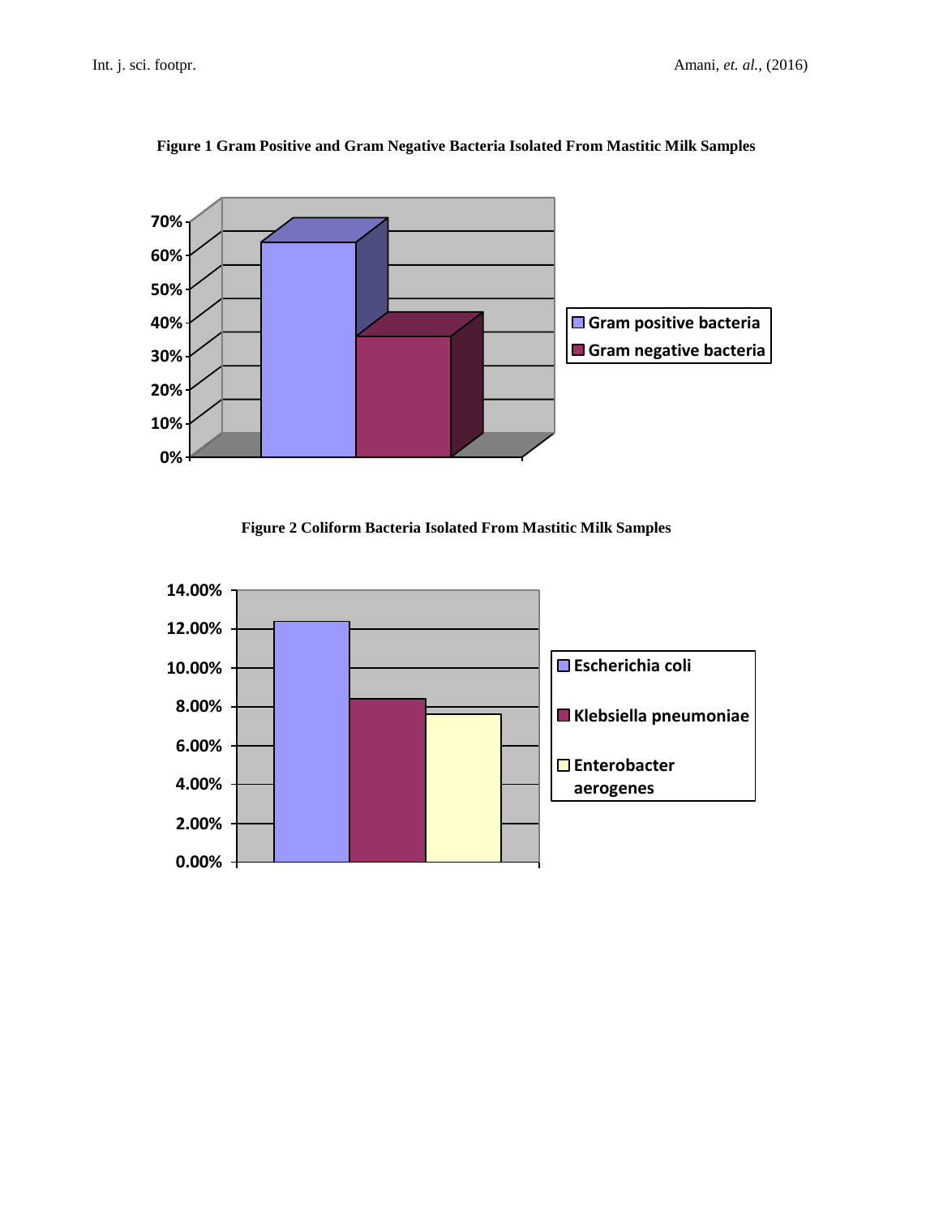**Figure 1 Gram Positive and Gram Negative Bacteria Isolated From Mastitic Milk Samples**

**Figure 2 Coliform Bacteria Isolated From Mastitic Milk Samples**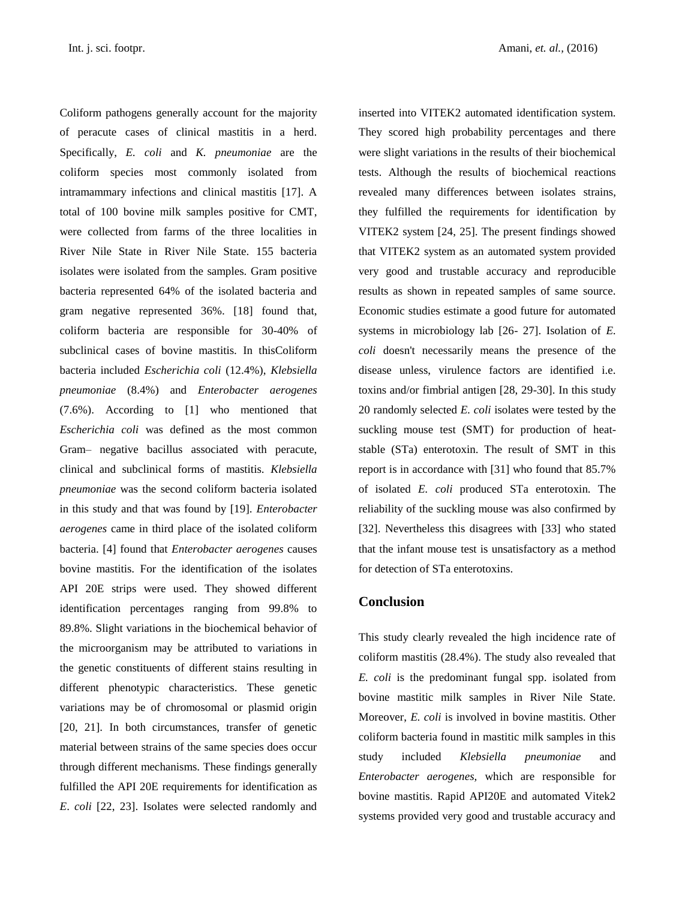Coliform pathogens generally account for the majority of peracute cases of clinical mastitis in a herd. Specifically, *E. coli* and *K. pneumoniae* are the coliform species most commonly isolated from intramammary infections and clinical mastitis [17]. A total of 100 bovine milk samples positive for CMT, were collected from farms of the three localities in River Nile State in River Nile State. 155 bacteria isolates were isolated from the samples. Gram positive bacteria represented 64% of the isolated bacteria and gram negative represented 36%. [18] found that, coliform bacteria are responsible for 30-40% of subclinical cases of bovine mastitis. In thisColiform bacteria included *Escherichia coli* (12.4%), *Klebsiella pneumoniae* (8.4%) and *Enterobacter aerogenes* (7.6%). According to [1] who mentioned that *Escherichia coli* was defined as the most common Gram– negative bacillus associated with peracute, clinical and subclinical forms of mastitis. *Klebsiella pneumoniae* was the second coliform bacteria isolated in this study and that was found by [19]. *Enterobacter aerogenes* came in third place of the isolated coliform bacteria. [4] found that *Enterobacter aerogenes* causes bovine mastitis. For the identification of the isolates API 20E strips were used. They showed different identification percentages ranging from 99.8% to 89.8%. Slight variations in the biochemical behavior of the microorganism may be attributed to variations in the genetic constituents of different stains resulting in different phenotypic characteristics. These genetic variations may be of chromosomal or plasmid origin [20, 21]. In both circumstances, transfer of genetic material between strains of the same species does occur through different mechanisms. These findings generally fulfilled the API 20E requirements for identification as *E. coli* [22, 23]. Isolates were selected randomly and inserted into VITEK2 automated identification system. They scored high probability percentages and there were slight variations in the results of their biochemical tests. Although the results of biochemical reactions revealed many differences between isolates strains, they fulfilled the requirements for identification by VITEK2 system [24, 25]. The present findings showed that VITEK2 system as an automated system provided very good and trustable accuracy and reproducible results as shown in repeated samples of same source. Economic studies estimate a good future for automated systems in microbiology lab [26- 27]. Isolation of *E. coli* doesn't necessarily means the presence of the disease unless, virulence factors are identified i.e. toxins and/or fimbrial antigen [28, 29-30]. In this study 20 randomly selected *E. coli* isolates were tested by the suckling mouse test (SMT) for production of heat-stable (STa) enterotoxin. The result of SMT in this report is in accordance with [31] who found that 85.7% of isolated *E. coli* produced STa enterotoxin. The reliability of the suckling mouse was also confirmed by [32]. Nevertheless this disagrees with [33] who stated that the infant mouse test is unsatisfactory as a method for detection of STa enterotoxins.

## Conclusion

This study clearly revealed the high incidence rate of coliform mastitis (28.4%). The study also revealed that *E. coli* is the predominant fungal spp. isolated from bovine mastitic milk samples in River Nile State. Moreover, *E. coli* is involved in bovine mastitis. Other coliform bacteria found in mastitic milk samples in this study included *Klebsiella pneumoniae* and *Enterobacter aerogenes*, which are responsible for bovine mastitis. Rapid API20E and automated Vitek2 systems provided very good and trustable accuracy and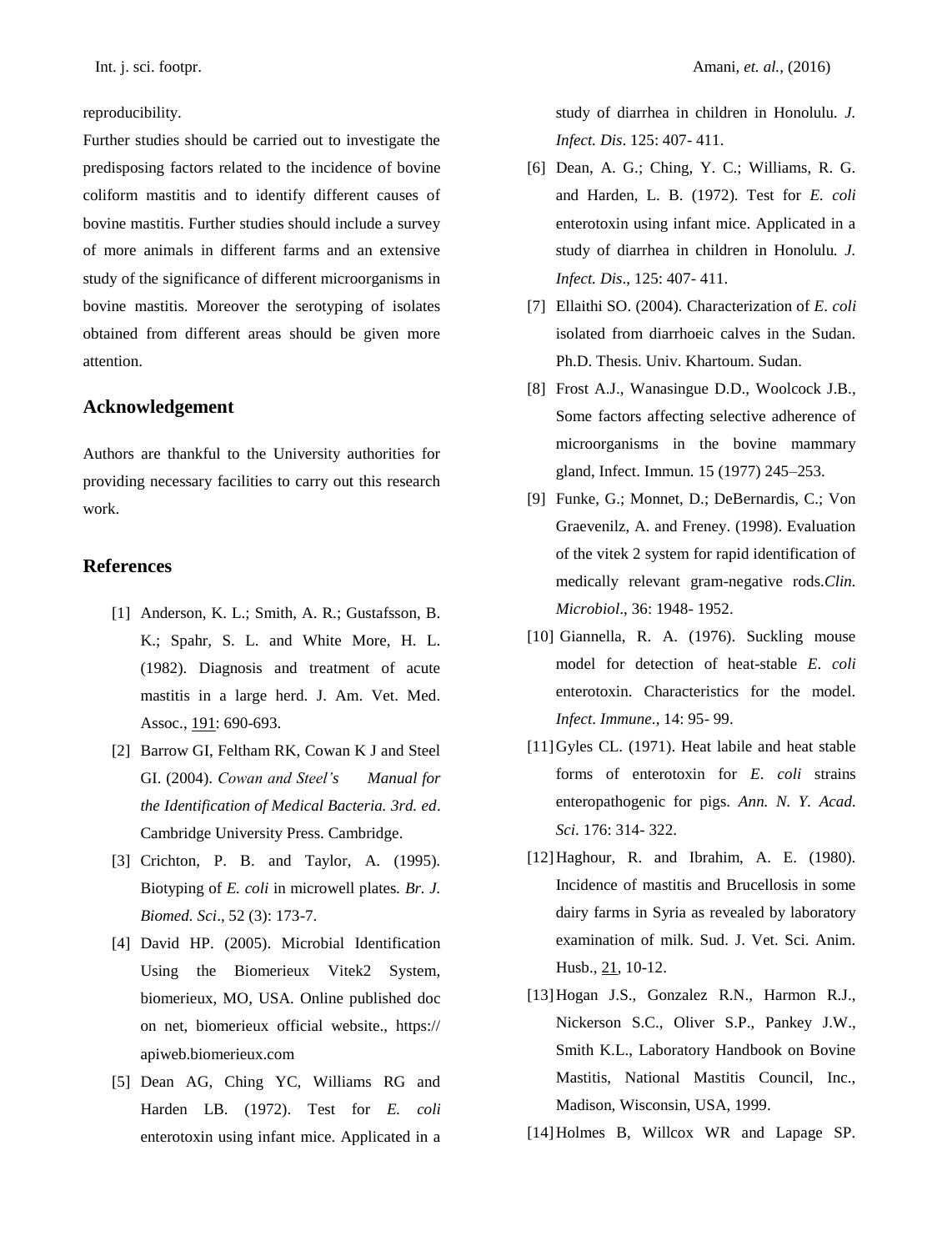reproducibility.

Further studies should be carried out to investigate the predisposing factors related to the incidence of bovine coliform mastitis and to identify different causes of bovine mastitis. Further studies should include a survey of more animals in different farms and an extensive study of the significance of different microorganisms in bovine mastitis. Moreover the serotyping of isolates obtained from different areas should be given more attention.

## Acknowledgement

Authors are thankful to the University authorities for providing necessary facilities to carry out this research work.

## References

[1] Anderson, K. L.; Smith, A. R.; Gustafsson, B. K.; Spahr, S. L. and White More, H. L. (1982). Diagnosis and treatment of acute mastitis in a large herd. J. Am. Vet. Med. Assoc., 191: 690-693.

[2] Barrow GI, Feltham RK, Cowan K J and Steel GI. (2004). *Cowan and Steel's Manual for the Identification of Medical Bacteria. 3rd. ed*. Cambridge University Press. Cambridge.

[3] Crichton, P. B. and Taylor, A. (1995). Biotyping of *E. coli* in microwell plates. *Br. J. Biomed. Sci*., 52 (3): 173-7.

[4] David HP. (2005). Microbial Identification Using the Biomerieux Vitek2 System, biomerieux, MO, USA. Online published doc on net, biomerieux official website., https:// apiweb.biomerieux.com

[5] Dean AG, Ching YC, Williams RG and Harden LB. (1972). Test for *E. coli* enterotoxin using infant mice. Applicated in a study of diarrhea in children in Honolulu. *J. Infect. Dis*. 125: 407- 411.

[6] Dean, A. G.; Ching, Y. C.; Williams, R. G. and Harden, L. B. (1972). Test for *E. coli* enterotoxin using infant mice. Applicated in a study of diarrhea in children in Honolulu. *J. Infect. Dis*., 125: 407- 411.

[7] Ellaithi SO. (2004). Characterization of *E. coli* isolated from diarrhoeic calves in the Sudan. Ph.D. Thesis. Univ. Khartoum. Sudan.

[8] Frost A.J., Wanasingue D.D., Woolcock J.B., Some factors affecting selective adherence of microorganisms in the bovine mammary gland, Infect. Immun. 15 (1977) 245–253.

[9] Funke, G.; Monnet, D.; DeBernardis, C.; Von Graevenilz, A. and Freney. (1998). Evaluation of the vitek 2 system for rapid identification of medically relevant gram-negative rods.*Clin. Microbiol*., 36: 1948- 1952.

[10] Giannella, R. A. (1976). Suckling mouse model for detection of heat-stable *E. coli* enterotoxin. Characteristics for the model. *Infect. Immune*., 14: 95- 99.

[11] Gyles CL. (1971). Heat labile and heat stable forms of enterotoxin for *E. coli* strains enteropathogenic for pigs. *Ann. N. Y. Acad. Sci*. 176: 314- 322.

[12] Haghour, R. and Ibrahim, A. E. (1980). Incidence of mastitis and Brucellosis in some dairy farms in Syria as revealed by laboratory examination of milk. Sud. J. Vet. Sci. Anim. Husb., 21, 10-12.

[13] Hogan J.S., Gonzalez R.N., Harmon R.J., Nickerson S.C., Oliver S.P., Pankey J.W., Smith K.L., Laboratory Handbook on Bovine Mastitis, National Mastitis Council, Inc., Madison, Wisconsin, USA, 1999.

[14] Holmes B, Willcox WR and Lapage SP.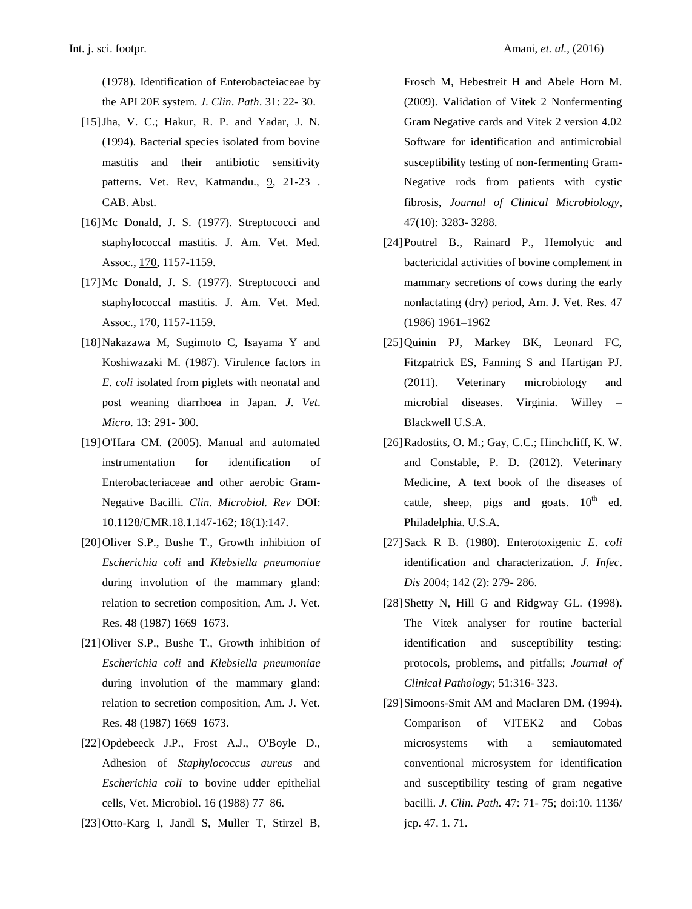(1978). Identification of Enterobacteiaceae by the API 20E system. *J. Clin. Path*. 31: 22- 30.

[15] Jha, V. C.; Hakur, R. P. and Yadar, J. N. (1994). Bacterial species isolated from bovine mastitis and their antibiotic sensitivity patterns. Vet. Rev, Katmandu., 9, 21-23 . CAB. Abst.

[16] Mc Donald, J. S. (1977). Streptococci and staphylococcal mastitis. J. Am. Vet. Med. Assoc., 170, 1157-1159.

[17] Mc Donald, J. S. (1977). Streptococci and staphylococcal mastitis. J. Am. Vet. Med. Assoc., 170, 1157-1159.

[18] Nakazawa M, Sugimoto C, Isayama Y and Koshiwazaki M. (1987). Virulence factors in *E. coli* isolated from piglets with neonatal and post weaning diarrhoea in Japan. *J. Vet. Micro*. 13: 291- 300.

[19] O'Hara CM. (2005). Manual and automated instrumentation for identification of Enterobacteriaceae and other aerobic Gram-Negative Bacilli. *Clin. Microbiol. Rev* DOI: 10.1128/CMR.18.1.147-162; 18(1):147.

[20] Oliver S.P., Bushe T., Growth inhibition of *Escherichia coli* and *Klebsiella pneumoniae* during involution of the mammary gland: relation to secretion composition, Am. J. Vet. Res. 48 (1987) 1669–1673.

[21] Oliver S.P., Bushe T., Growth inhibition of *Escherichia coli* and *Klebsiella pneumoniae* during involution of the mammary gland: relation to secretion composition, Am. J. Vet. Res. 48 (1987) 1669–1673.

[22] Opdebeeck J.P., Frost A.J., O'Boyle D., Adhesion of *Staphylococcus aureus* and *Escherichia coli* to bovine udder epithelial cells, Vet. Microbiol. 16 (1988) 77–86.

[23] Otto-Karg I, Jandl S, Muller T, Stirzel B, Frosch M, Hebestreit H and Abele Horn M. (2009). Validation of Vitek 2 Nonfermenting Gram Negative cards and Vitek 2 version 4.02 Software for identification and antimicrobial susceptibility testing of non-fermenting Gram-Negative rods from patients with cystic fibrosis, *Journal of Clinical Microbiology*, 47(10): 3283- 3288.

[24] Poutrel B., Rainard P., Hemolytic and bactericidal activities of bovine complement in mammary secretions of cows during the early nonlactating (dry) period, Am. J. Vet. Res. 47 (1986) 1961–1962

[25] Quinin PJ, Markey BK, Leonard FC, Fitzpatrick ES, Fanning S and Hartigan PJ. (2011). Veterinary microbiology and microbial diseases. Virginia. Willey – Blackwell U.S.A.

[26] Radostits, O. M.; Gay, C.C.; Hinchcliff, K. W. and Constable, P. D. (2012). Veterinary Medicine, A text book of the diseases of cattle, sheep, pigs and goats. 10th ed. Philadelphia. U.S.A.

[27] Sack R B. (1980). Enterotoxigenic *E. coli* identification and characterization. *J. Infec. Dis* 2004; 142 (2): 279- 286.

[28] Shetty N, Hill G and Ridgway GL. (1998). The Vitek analyser for routine bacterial identification and susceptibility testing: protocols, problems, and pitfalls; *Journal of Clinical Pathology*; 51:316- 323.

[29] Simoons-Smit AM and Maclaren DM. (1994). Comparison of VITEK2 and Cobas microsystems with a semiautomated conventional microsystem for identification and susceptibility testing of gram negative bacilli. *J. Clin. Path.* 47: 71- 75; doi:10. 1136/ jcp. 47. 1. 71.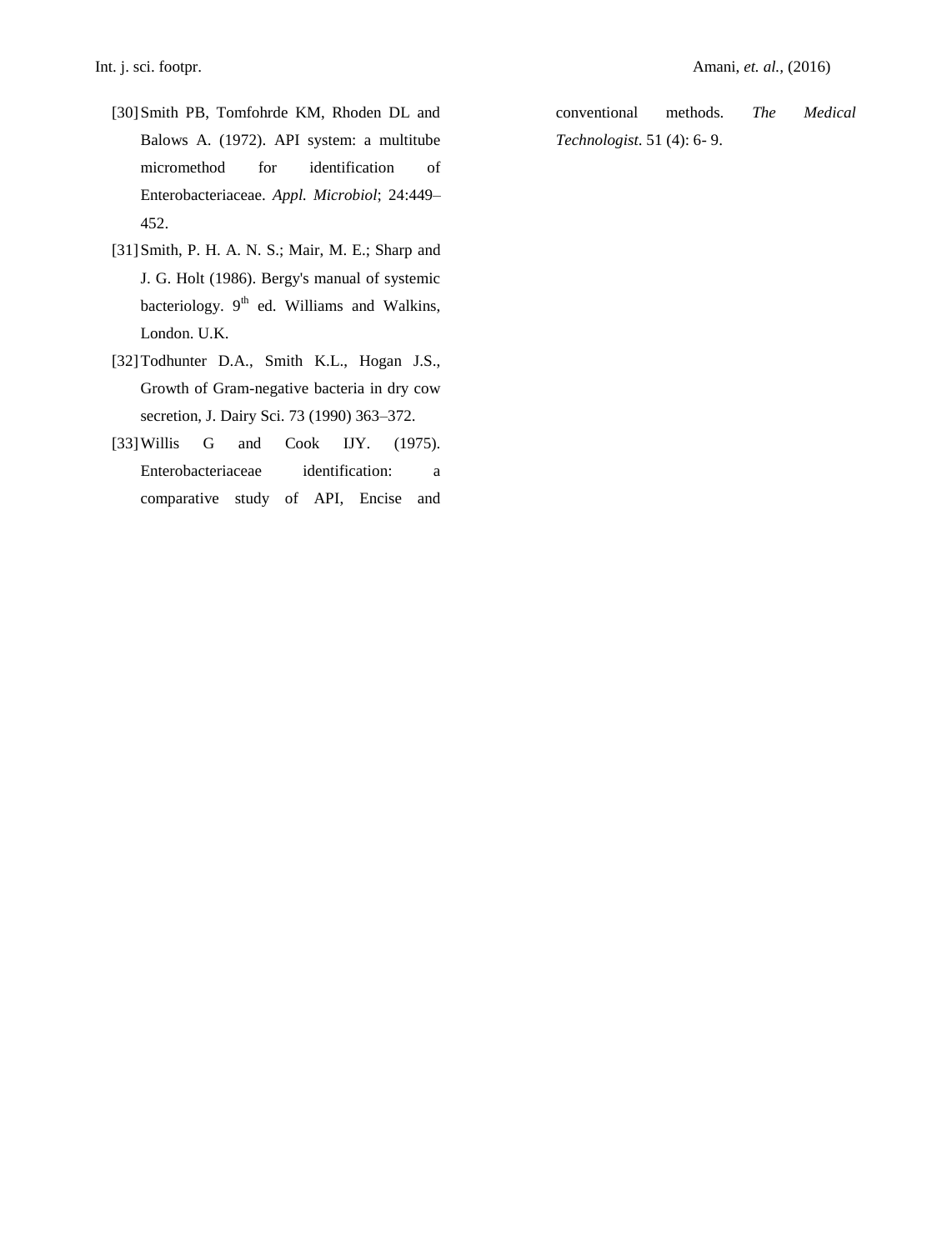[30] Smith PB, Tomfohrde KM, Rhoden DL and Balows A. (1972). API system: a multitube micromethod for identification of Enterobacteriaceae. *Appl. Microbiol*; 24:449–452.

[31] Smith, P. H. A. N. S.; Mair, M. E.; Sharp and J. G. Holt (1986). Bergy's manual of systemic bacteriology. 9th ed. Williams and Walkins, London. U.K.

[32] Todhunter D.A., Smith K.L., Hogan J.S., Growth of Gram-negative bacteria in dry cow secretion, J. Dairy Sci. 73 (1990) 363–372.

[33] Willis G and Cook IJY. (1975). Enterobacteriaceae identification: a comparative study of API, Encise and conventional methods. *The Medical Technologist*. 51 (4): 6- 9.